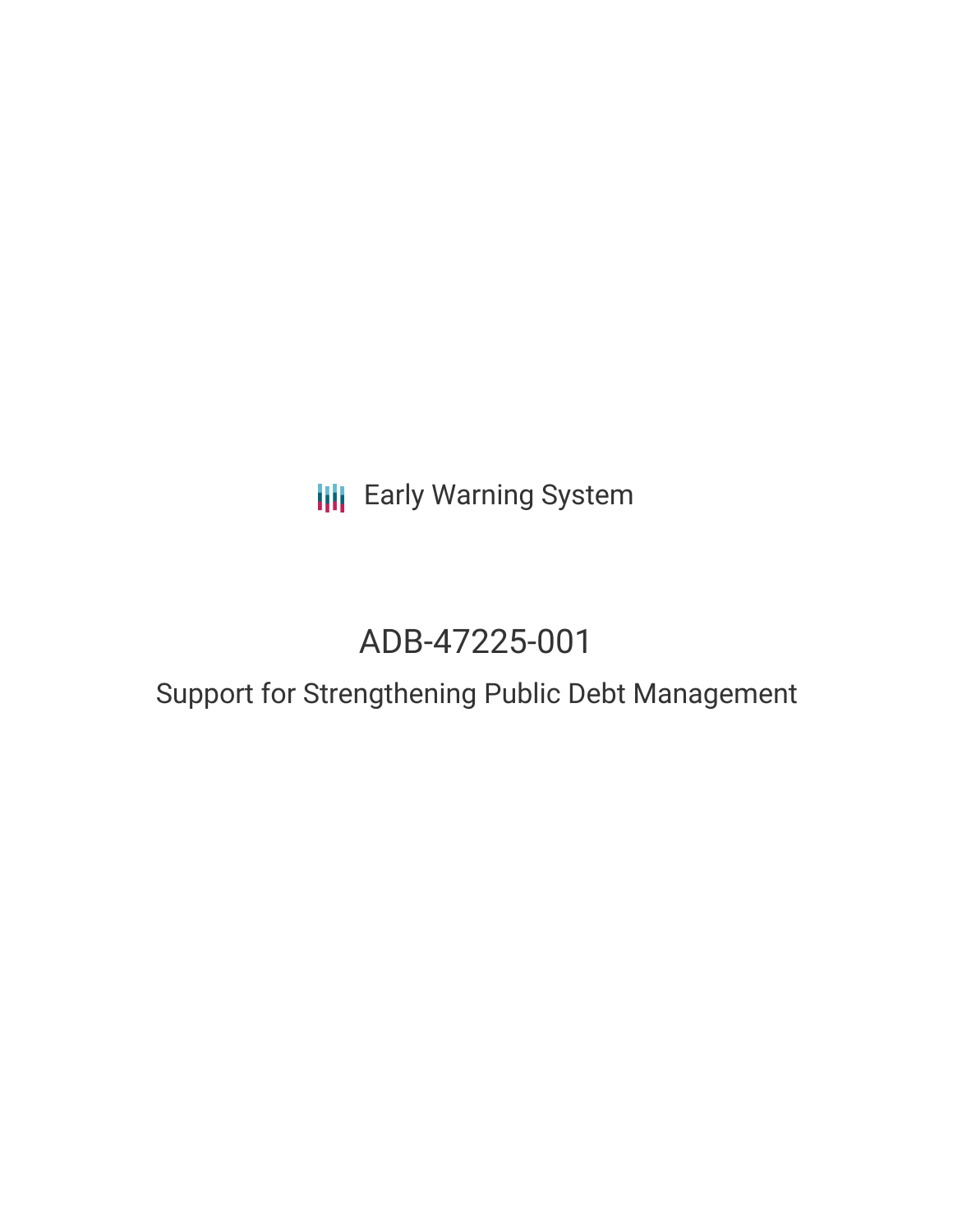Early Warning System

# ADB-47225-001

## Support for Strengthening Public Debt Management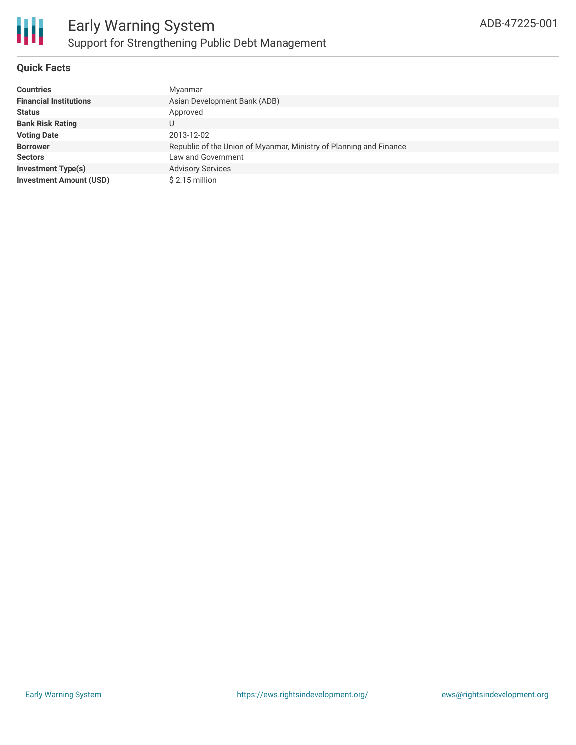# Early Warning System

## Support for Strengthening Public Debt Management

ADB-47225-001

### Quick Facts

| | |
|---|---|
| **Countries** | Myanmar |
| **Financial Institutions** | Asian Development Bank (ADB) |
| **Status** | Approved |
| **Bank Risk Rating** | U |
| **Voting Date** | 2013-12-02 |
| **Borrower** | Republic of the Union of Myanmar, Ministry of Planning and Finance |
| **Sectors** | Law and Government |
| **Investment Type(s)** | Advisory Services |
| **Investment Amount (USD)** | $ 2.15 million |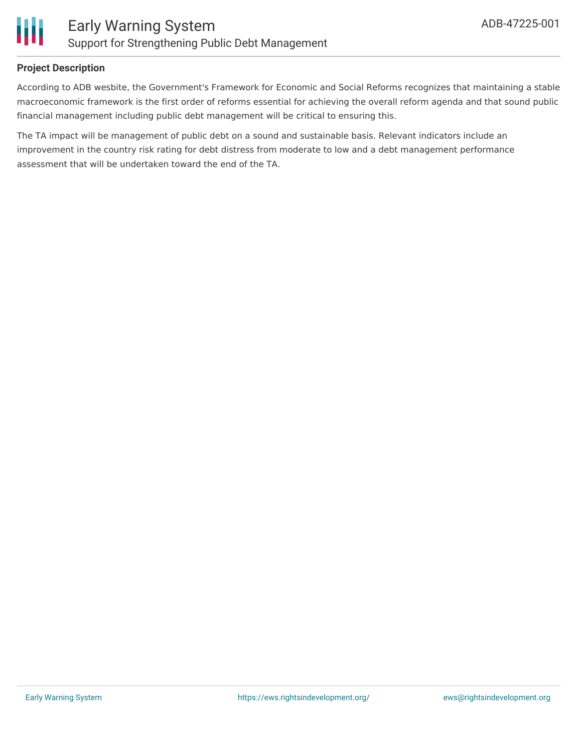### Project Description

According to ADB wesbite, the Government's Framework for Economic and Social Reforms recognizes that maintaining a stable macroeconomic framework is the first order of reforms essential for achieving the overall reform agenda and that sound public financial management including public debt management will be critical to ensuring this.

The TA impact will be management of public debt on a sound and sustainable basis. Relevant indicators include an improvement in the country risk rating for debt distress from moderate to low and a debt management performance assessment that will be undertaken toward the end of the TA.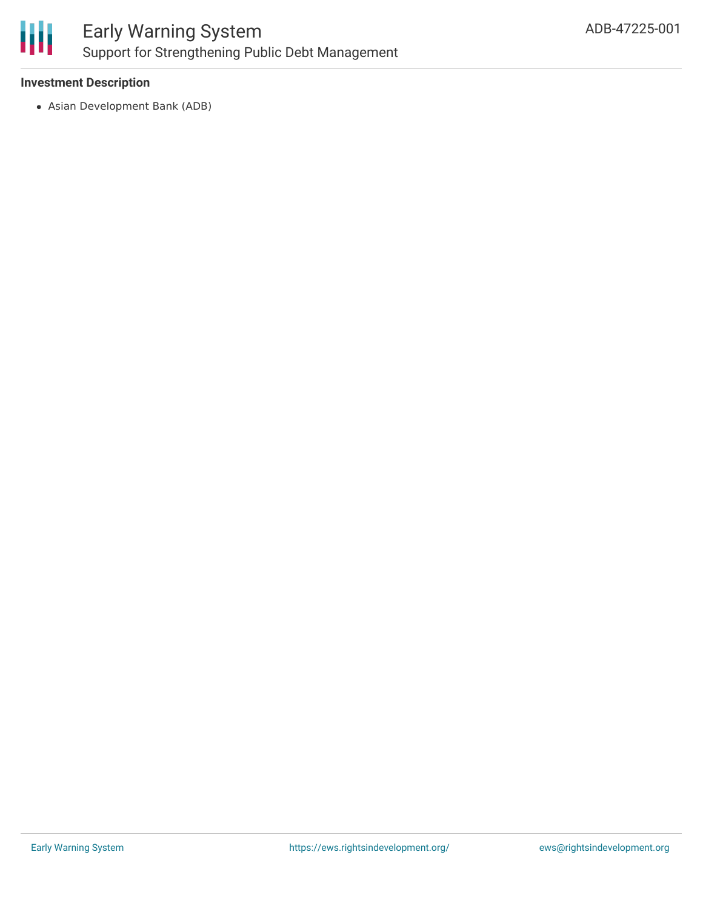### Investment Description

- Asian Development Bank (ADB)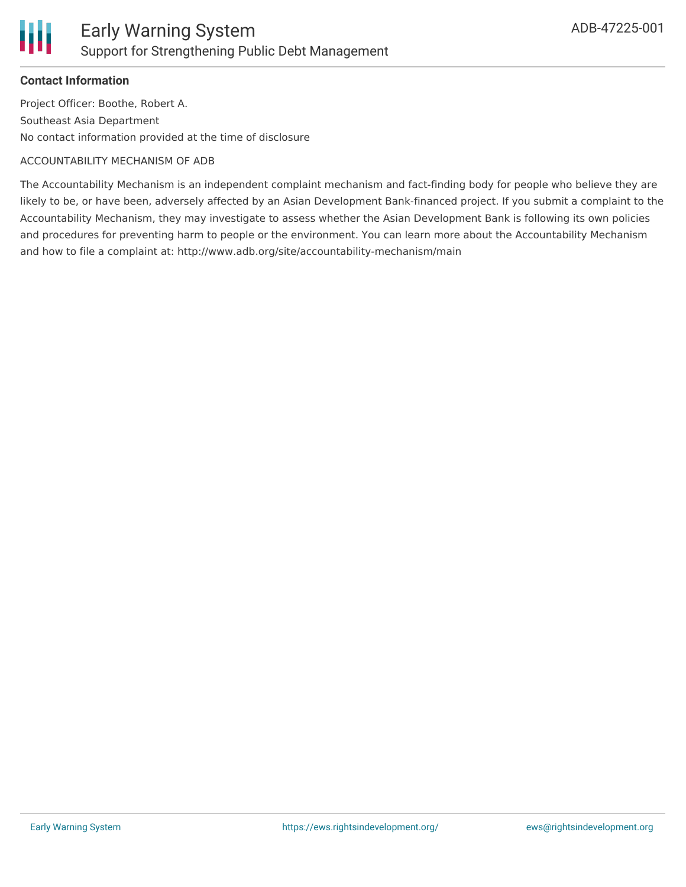### Contact Information

Project Officer: Boothe, Robert A.

Southeast Asia Department

No contact information provided at the time of disclosure

ACCOUNTABILITY MECHANISM OF ADB

The Accountability Mechanism is an independent complaint mechanism and fact-finding body for people who believe they are likely to be, or have been, adversely affected by an Asian Development Bank-financed project. If you submit a complaint to the Accountability Mechanism, they may investigate to assess whether the Asian Development Bank is following its own policies and procedures for preventing harm to people or the environment. You can learn more about the Accountability Mechanism and how to file a complaint at: http://www.adb.org/site/accountability-mechanism/main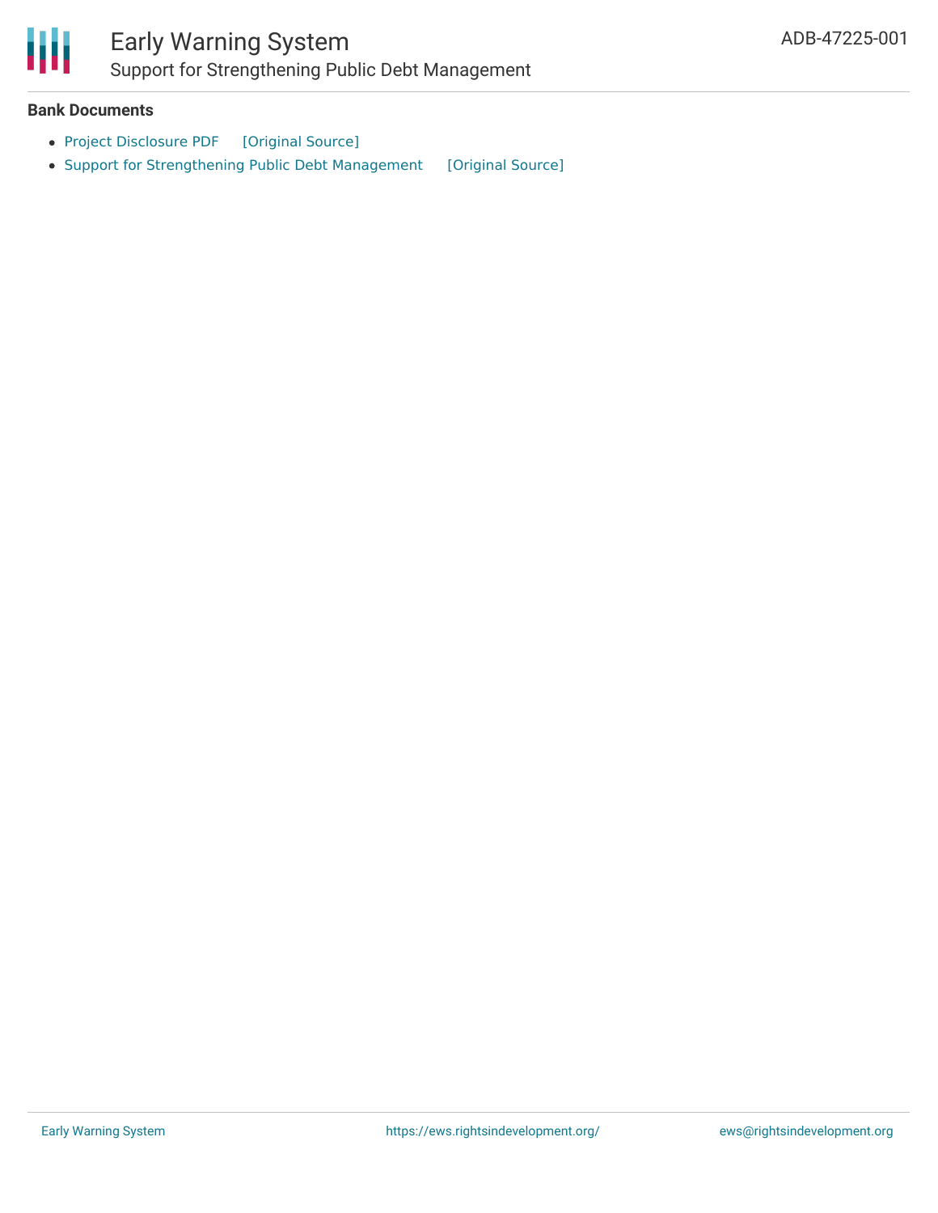**Bank Documents**

- Project Disclosure PDF [Original Source]
- Support for Strengthening Public Debt Management [Original Source]